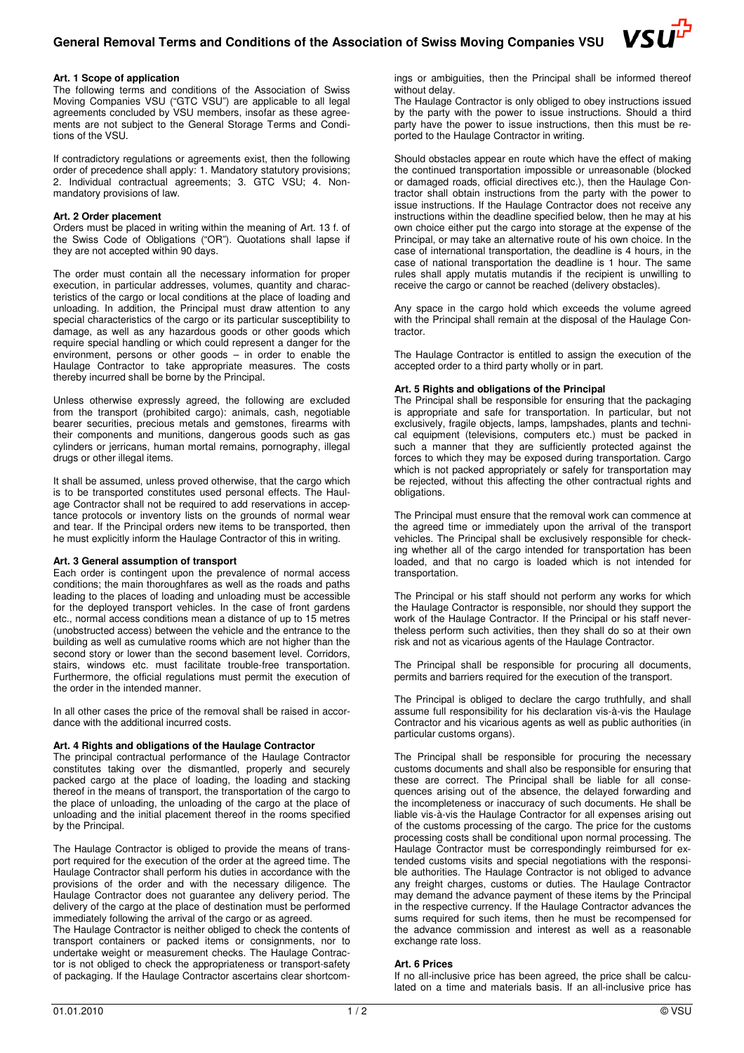# General Removal Terms and Conditions of the Association of Swiss Moving Companies VSU

### Art. 1 Scope of application

The following terms and conditions of the Association of Swiss Moving Companies VSU ("GTC VSU") are applicable to all legal agreements concluded by VSU members, insofar as these agreements are not subject to the General Storage Terms and Conditions of the VSU.

If contradictory regulations or agreements exist, then the following order of precedence shall apply: 1. Mandatory statutory provisions; 2. Individual contractual agreements; 3. GTC VSU; 4. Non-mandatory provisions of law.

### Art. 2 Order placement

Orders must be placed in writing within the meaning of Art. 13 f. of the Swiss Code of Obligations ("OR"). Quotations shall lapse if they are not accepted within 90 days.

The order must contain all the necessary information for proper execution, in particular addresses, volumes, quantity and characteristics of the cargo or local conditions at the place of loading and unloading. In addition, the Principal must draw attention to any special characteristics of the cargo or its particular susceptibility to damage, as well as any hazardous goods or other goods which require special handling or which could represent a danger for the environment, persons or other goods – in order to enable the Haulage Contractor to take appropriate measures. The costs thereby incurred shall be borne by the Principal.

Unless otherwise expressly agreed, the following are excluded from the transport (prohibited cargo): animals, cash, negotiable bearer securities, precious metals and gemstones, firearms with their components and munitions, dangerous goods such as gas cylinders or jerricans, human mortal remains, pornography, illegal drugs or other illegal items.

It shall be assumed, unless proved otherwise, that the cargo which is to be transported constitutes used personal effects. The Haulage Contractor shall not be required to add reservations in acceptance protocols or inventory lists on the grounds of normal wear and tear. If the Principal orders new items to be transported, then he must explicitly inform the Haulage Contractor of this in writing.

### Art. 3 General assumption of transport

Each order is contingent upon the prevalence of normal access conditions; the main thoroughfares as well as the roads and paths leading to the places of loading and unloading must be accessible for the deployed transport vehicles. In the case of front gardens etc., normal access conditions mean a distance of up to 15 metres (unobstructed access) between the vehicle and the entrance to the building as well as cumulative rooms which are not higher than the second story or lower than the second basement level. Corridors, stairs, windows etc. must facilitate trouble-free transportation. Furthermore, the official regulations must permit the execution of the order in the intended manner.

In all other cases the price of the removal shall be raised in accordance with the additional incurred costs.

### Art. 4 Rights and obligations of the Haulage Contractor

The principal contractual performance of the Haulage Contractor constitutes taking over the dismantled, properly and securely packed cargo at the place of loading, the loading and stacking thereof in the means of transport, the transportation of the cargo to the place of unloading, the unloading of the cargo at the place of unloading and the initial placement thereof in the rooms specified by the Principal.

The Haulage Contractor is obliged to provide the means of transport required for the execution of the order at the agreed time. The Haulage Contractor shall perform his duties in accordance with the provisions of the order and with the necessary diligence. The Haulage Contractor does not guarantee any delivery period. The delivery of the cargo at the place of destination must be performed immediately following the arrival of the cargo or as agreed.

The Haulage Contractor is neither obliged to check the contents of transport containers or packed items or consignments, nor to undertake weight or measurement checks. The Haulage Contractor is not obliged to check the appropriateness or transport-safety of packaging. If the Haulage Contractor ascertains clear shortcomings or ambiguities, then the Principal shall be informed thereof without delay.

The Haulage Contractor is only obliged to obey instructions issued by the party with the power to issue instructions. Should a third party have the power to issue instructions, then this must be reported to the Haulage Contractor in writing.

Should obstacles appear en route which have the effect of making the continued transportation impossible or unreasonable (blocked or damaged roads, official directives etc.), then the Haulage Contractor shall obtain instructions from the party with the power to issue instructions. If the Haulage Contractor does not receive any instructions within the deadline specified below, then he may at his own choice either put the cargo into storage at the expense of the Principal, or may take an alternative route of his own choice. In the case of international transportation, the deadline is 4 hours, in the case of national transportation the deadline is 1 hour. The same rules shall apply mutatis mutandis if the recipient is unwilling to receive the cargo or cannot be reached (delivery obstacles).

Any space in the cargo hold which exceeds the volume agreed with the Principal shall remain at the disposal of the Haulage Contractor.

The Haulage Contractor is entitled to assign the execution of the accepted order to a third party wholly or in part.

### Art. 5 Rights and obligations of the Principal

The Principal shall be responsible for ensuring that the packaging is appropriate and safe for transportation. In particular, but not exclusively, fragile objects, lamps, lampshades, plants and technical equipment (televisions, computers etc.) must be packed in such a manner that they are sufficiently protected against the forces to which they may be exposed during transportation. Cargo which is not packed appropriately or safely for transportation may be rejected, without this affecting the other contractual rights and obligations.

The Principal must ensure that the removal work can commence at the agreed time or immediately upon the arrival of the transport vehicles. The Principal shall be exclusively responsible for checking whether all of the cargo intended for transportation has been loaded, and that no cargo is loaded which is not intended for transportation.

The Principal or his staff should not perform any works for which the Haulage Contractor is responsible, nor should they support the work of the Haulage Contractor. If the Principal or his staff nevertheless perform such activities, then they shall do so at their own risk and not as vicarious agents of the Haulage Contractor.

The Principal shall be responsible for procuring all documents, permits and barriers required for the execution of the transport.

The Principal is obliged to declare the cargo truthfully, and shall assume full responsibility for his declaration vis-à-vis the Haulage Contractor and his vicarious agents as well as public authorities (in particular customs organs).

The Principal shall be responsible for procuring the necessary customs documents and shall also be responsible for ensuring that these are correct. The Principal shall be liable for all consequences arising out of the absence, the delayed forwarding and the incompleteness or inaccuracy of such documents. He shall be liable vis-à-vis the Haulage Contractor for all expenses arising out of the customs processing of the cargo. The price for the customs processing costs shall be conditional upon normal processing. The Haulage Contractor must be correspondingly reimbursed for extended customs visits and special negotiations with the responsible authorities. The Haulage Contractor is not obliged to advance any freight charges, customs or duties. The Haulage Contractor may demand the advance payment of these items by the Principal in the respective currency. If the Haulage Contractor advances the sums required for such items, then he must be recompensed for the advance commission and interest as well as a reasonable exchange rate loss.

### Art. 6 Prices

If no all-inclusive price has been agreed, the price shall be calculated on a time and materials basis. If an all-inclusive price has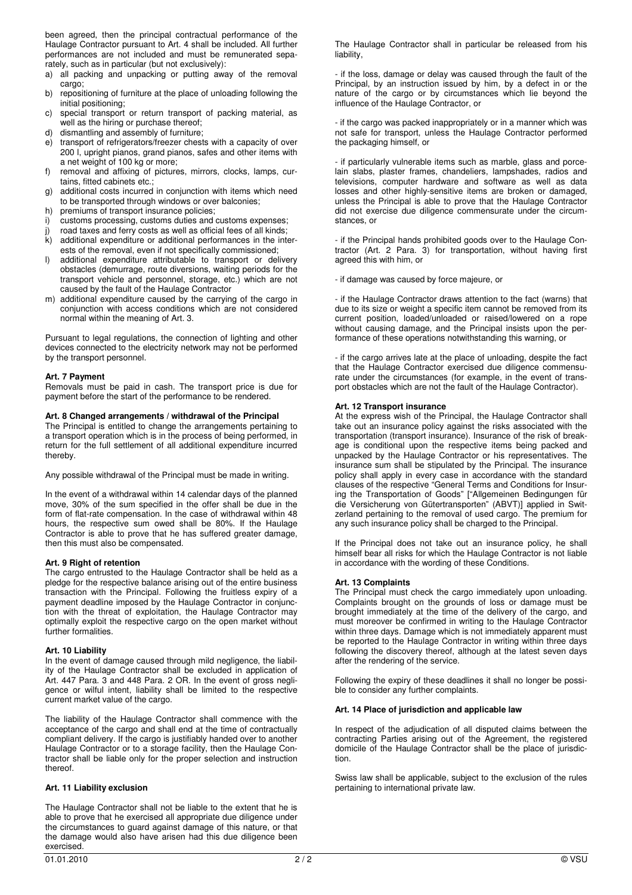been agreed, then the principal contractual performance of the Haulage Contractor pursuant to Art. 4 shall be included. All further performances are not included and must be remunerated separately, such as in particular (but not exclusively):

a) all packing and unpacking or putting away of the removal cargo;
b) repositioning of furniture at the place of unloading following the initial positioning;
c) special transport or return transport of packing material, as well as the hiring or purchase thereof;
d) dismantling and assembly of furniture;
e) transport of refrigerators/freezer chests with a capacity of over 200 l, upright pianos, grand pianos, safes and other items with a net weight of 100 kg or more;
f) removal and affixing of pictures, mirrors, clocks, lamps, curtains, fitted cabinets etc.;
g) additional costs incurred in conjunction with items which need to be transported through windows or over balconies;
h) premiums of transport insurance policies;
i) customs processing, customs duties and customs expenses;
j) road taxes and ferry costs as well as official fees of all kinds;
k) additional expenditure or additional performances in the interests of the removal, even if not specifically commissioned;
l) additional expenditure attributable to transport or delivery obstacles (demurrage, route diversions, waiting periods for the transport vehicle and personnel, storage, etc.) which are not caused by the fault of the Haulage Contractor
m) additional expenditure caused by the carrying of the cargo in conjunction with access conditions which are not considered normal within the meaning of Art. 3.

Pursuant to legal regulations, the connection of lighting and other devices connected to the electricity network may not be performed by the transport personnel.

**Art. 7 Payment**

Removals must be paid in cash. The transport price is due for payment before the start of the performance to be rendered.

**Art. 8 Changed arrangements / withdrawal of the Principal**

The Principal is entitled to change the arrangements pertaining to a transport operation which is in the process of being performed, in return for the full settlement of all additional expenditure incurred thereby.

Any possible withdrawal of the Principal must be made in writing.

In the event of a withdrawal within 14 calendar days of the planned move, 30% of the sum specified in the offer shall be due in the form of flat-rate compensation. In the case of withdrawal within 48 hours, the respective sum owed shall be 80%. If the Haulage Contractor is able to prove that he has suffered greater damage, then this must also be compensated.

**Art. 9 Right of retention**

The cargo entrusted to the Haulage Contractor shall be held as a pledge for the respective balance arising out of the entire business transaction with the Principal. Following the fruitless expiry of a payment deadline imposed by the Haulage Contractor in conjunction with the threat of exploitation, the Haulage Contractor may optimally exploit the respective cargo on the open market without further formalities.

**Art. 10 Liability**

In the event of damage caused through mild negligence, the liability of the Haulage Contractor shall be excluded in application of Art. 447 Para. 3 and 448 Para. 2 OR. In the event of gross negligence or wilful intent, liability shall be limited to the respective current market value of the cargo.

The liability of the Haulage Contractor shall commence with the acceptance of the cargo and shall end at the time of contractually compliant delivery. If the cargo is justifiably handed over to another Haulage Contractor or to a storage facility, then the Haulage Contractor shall be liable only for the proper selection and instruction thereof.

**Art. 11 Liability exclusion**

The Haulage Contractor shall not be liable to the extent that he is able to prove that he exercised all appropriate due diligence under the circumstances to guard against damage of this nature, or that the damage would also have arisen had this due diligence been exercised.

The Haulage Contractor shall in particular be released from his liability,

- if the loss, damage or delay was caused through the fault of the Principal, by an instruction issued by him, by a defect in or the nature of the cargo or by circumstances which lie beyond the influence of the Haulage Contractor, or

- if the cargo was packed inappropriately or in a manner which was not safe for transport, unless the Haulage Contractor performed the packaging himself, or

- if particularly vulnerable items such as marble, glass and porcelain slabs, plaster frames, chandeliers, lampshades, radios and televisions, computer hardware and software as well as data losses and other highly-sensitive items are broken or damaged, unless the Principal is able to prove that the Haulage Contractor did not exercise due diligence commensurate under the circumstances, or

- if the Principal hands prohibited goods over to the Haulage Contractor (Art. 2 Para. 3) for transportation, without having first agreed this with him, or

- if damage was caused by force majeure, or

- if the Haulage Contractor draws attention to the fact (warns) that due to its size or weight a specific item cannot be removed from its current position, loaded/unloaded or raised/lowered on a rope without causing damage, and the Principal insists upon the performance of these operations notwithstanding this warning, or

- if the cargo arrives late at the place of unloading, despite the fact that the Haulage Contractor exercised due diligence commensurate under the circumstances (for example, in the event of transport obstacles which are not the fault of the Haulage Contractor).

**Art. 12 Transport insurance**

At the express wish of the Principal, the Haulage Contractor shall take out an insurance policy against the risks associated with the transportation (transport insurance). Insurance of the risk of breakage is conditional upon the respective items being packed and unpacked by the Haulage Contractor or his representatives. The insurance sum shall be stipulated by the Principal. The insurance policy shall apply in every case in accordance with the standard clauses of the respective "General Terms and Conditions for Insuring the Transportation of Goods" ["Allgemeinen Bedingungen für die Versicherung von Gütertransporten" (ABVT)] applied in Switzerland pertaining to the removal of used cargo. The premium for any such insurance policy shall be charged to the Principal.

If the Principal does not take out an insurance policy, he shall himself bear all risks for which the Haulage Contractor is not liable in accordance with the wording of these Conditions.

**Art. 13 Complaints**

The Principal must check the cargo immediately upon unloading. Complaints brought on the grounds of loss or damage must be brought immediately at the time of the delivery of the cargo, and must moreover be confirmed in writing to the Haulage Contractor within three days. Damage which is not immediately apparent must be reported to the Haulage Contractor in writing within three days following the discovery thereof, although at the latest seven days after the rendering of the service.

Following the expiry of these deadlines it shall no longer be possible to consider any further complaints.

**Art. 14 Place of jurisdiction and applicable law**

In respect of the adjudication of all disputed claims between the contracting Parties arising out of the Agreement, the registered domicile of the Haulage Contractor shall be the place of jurisdiction.

Swiss law shall be applicable, subject to the exclusion of the rules pertaining to international private law.